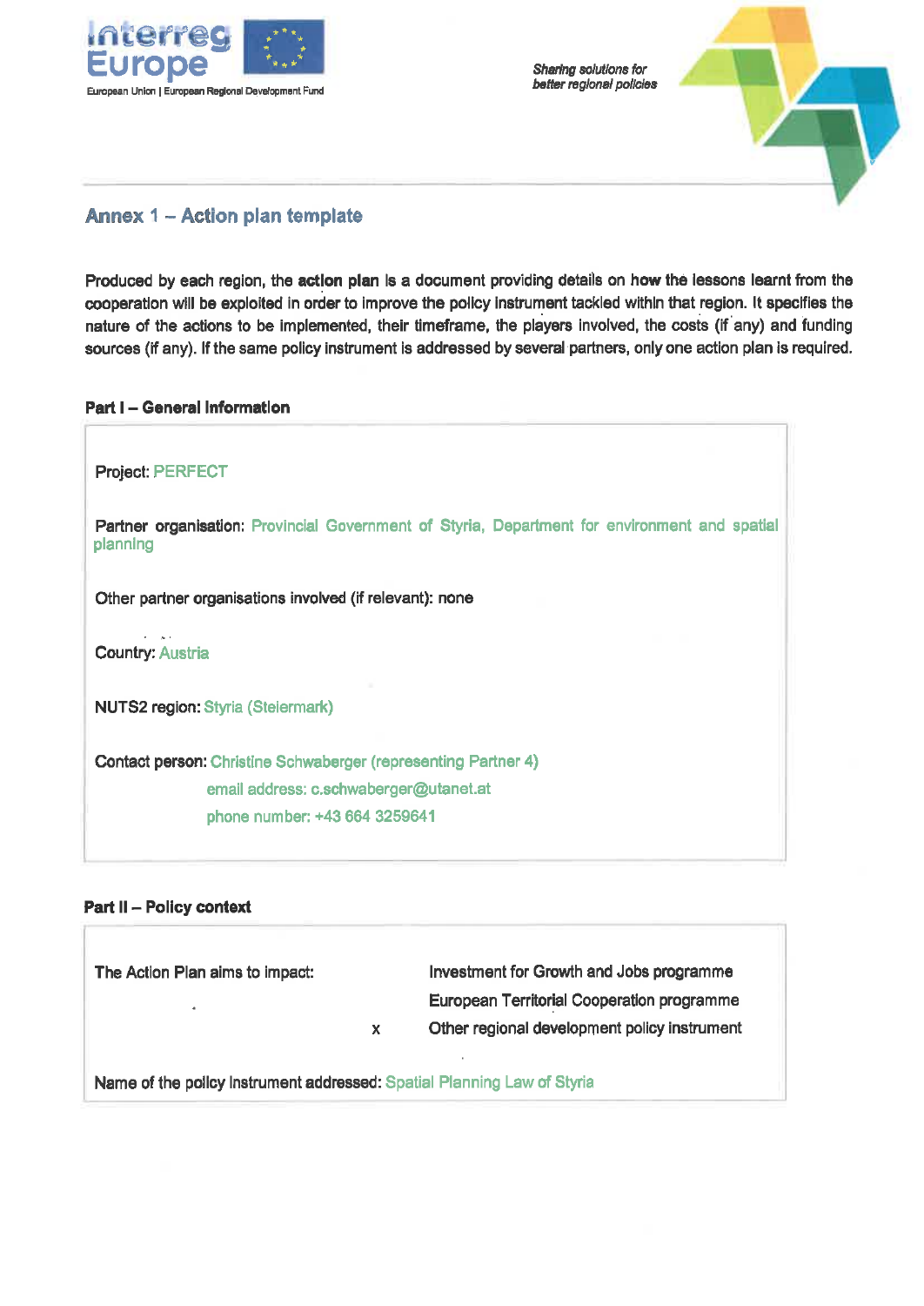## Annex 1 – Action plan template

Produced by each region, the **action plan** is a document providing details on how the lessons learnt from the cooperation will be exploited in order to improve the policy instrument tackled within that region. It specifies the nature of the actions to be implemented, their timeframe, the players involved, the costs (if any) and funding sources (if any). If the same policy instrument is addressed by several partners, only one action plan is required.

### Part I – General information

Project: PERFECT

Partner organisation: Provincial Government of Styria, Department for environment and spatial planning

Other partner organisations involved (if relevant): none

Country: Austria

NUTS2 region: Styria (Steiermark)

Contact person: Christine Schwaberger (representing Partner 4)

email address: c.schwaberger@utanet.at

phone number: +43 664 3259641

### Part II – Policy context

| The Action Plan aims to impact: | | |
|---|---|---|
| | | Investment for Growth and Jobs programme |
| | | European Territorial Cooperation programme |
| | x | Other regional development policy instrument |

Name of the policy instrument addressed: Spatial Planning Law of Styria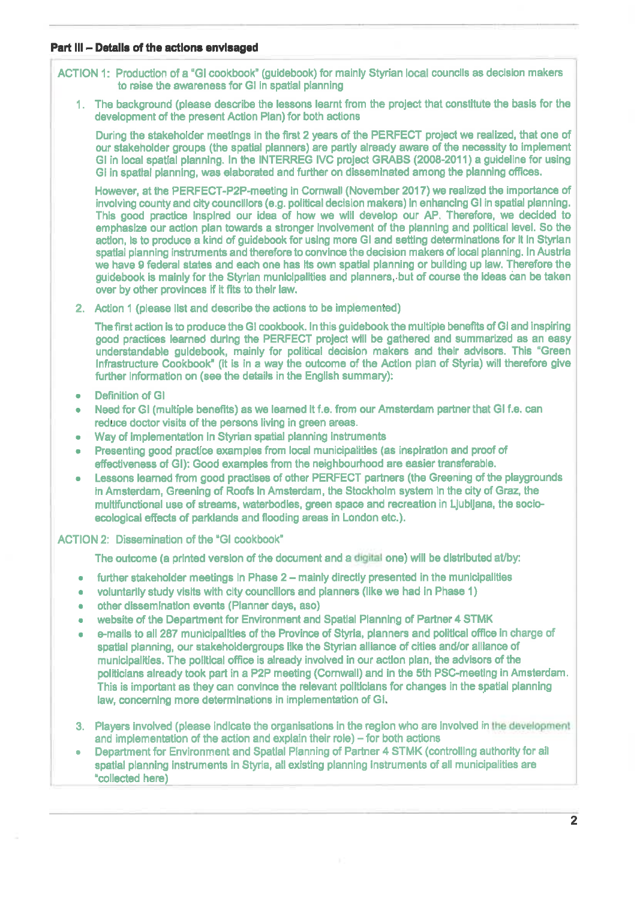**Part III – Details of the actions envisaged**

ACTION 1: Production of a "GI cookbook" (guidebook) for mainly Styrian local councils as decision makers to raise the awareness for GI in spatial planning

1. The background (please describe the lessons learnt from the project that constitute the basis for the development of the present Action Plan) for both actions

   During the stakeholder meetings in the first 2 years of the PERFECT project we realized, that one of our stakeholder groups (the spatial planners) are partly already aware of the necessity to implement GI in local spatial planning. In the INTERREG IVC project GRABS (2008-2011) a guideline for using GI in spatial planning, was elaborated and further on disseminated among the planning offices.

   However, at the PERFECT-P2P-meeting in Cornwall (November 2017) we realized the importance of involving county and city councillors (e.g. political decision makers) in enhancing GI in spatial planning. This good practice inspired our idea of how we will develop our AP. Therefore, we decided to emphasize our action plan towards a stronger involvement of the planning and political level. So the action, is to produce a kind of guidebook for using more GI and setting determinations for it in Styrian spatial planning instruments and therefore to convince the decision makers of local planning. In Austria we have 9 federal states and each one has its own spatial planning or building up law. Therefore the guidebook is mainly for the Styrian municipalities and planners, but of course the ideas can be taken over by other provinces if it fits to their law.

2. Action 1 (please list and describe the actions to be implemented)

   The first action is to produce the GI cookbook. In this guidebook the multiple benefits of GI and inspiring good practices learned during the PERFECT project will be gathered and summarized as an easy understandable guidebook, mainly for political decision makers and their advisors. This "Green Infrastructure Cookbook" (it is in a way the outcome of the Action plan of Styria) will therefore give further information on (see the details in the English summary):

- Definition of GI
- Need for GI (multiple benefits) as we learned it f.e. from our Amsterdam partner that GI f.e. can reduce doctor visits of the persons living in green areas.
- Way of implementation in Styrian spatial planning instruments
- Presenting good practice examples from local municipalities (as inspiration and proof of effectiveness of GI): Good examples from the neighbourhood are easier transferable.
- Lessons learned from good practises of other PERFECT partners (the Greening of the playgrounds in Amsterdam, Greening of Roofs in Amsterdam, the Stockholm system in the city of Graz, the multifunctional use of streams, waterbodies, green space and recreation in Ljubljana, the socio-ecological effects of parklands and flooding areas in London etc.).

ACTION 2: Dissemination of the "GI cookbook"

The outcome (a printed version of the document and a digital one) will be distributed at/by:

- further stakeholder meetings in Phase 2 – mainly directly presented in the municipalities
- voluntarily study visits with city councillors and planners (like we had in Phase 1)
- other dissemination events (Planner days, aso)
- website of the Department for Environment and Spatial Planning of Partner 4 STMK
- e-mails to all 287 municipalities of the Province of Styria, planners and political office in charge of spatial planning, our stakeholdergroups like the Styrian alliance of cities and/or alliance of municipalities. The political office is already involved in our action plan, the advisors of the politicians already took part in a P2P meeting (Cornwall) and in the 5th PSC-meeting in Amsterdam. This is important as they can convince the relevant politicians for changes in the spatial planning law, concerning more determinations in implementation of GI.

3. Players involved (please indicate the organisations in the region who are involved in the development and implementation of the action and explain their role) – for both actions

- Department for Environment and Spatial Planning of Partner 4 STMK (controlling authority for all spatial planning instruments in Styria, all existing planning instruments of all municipalities are "collected here)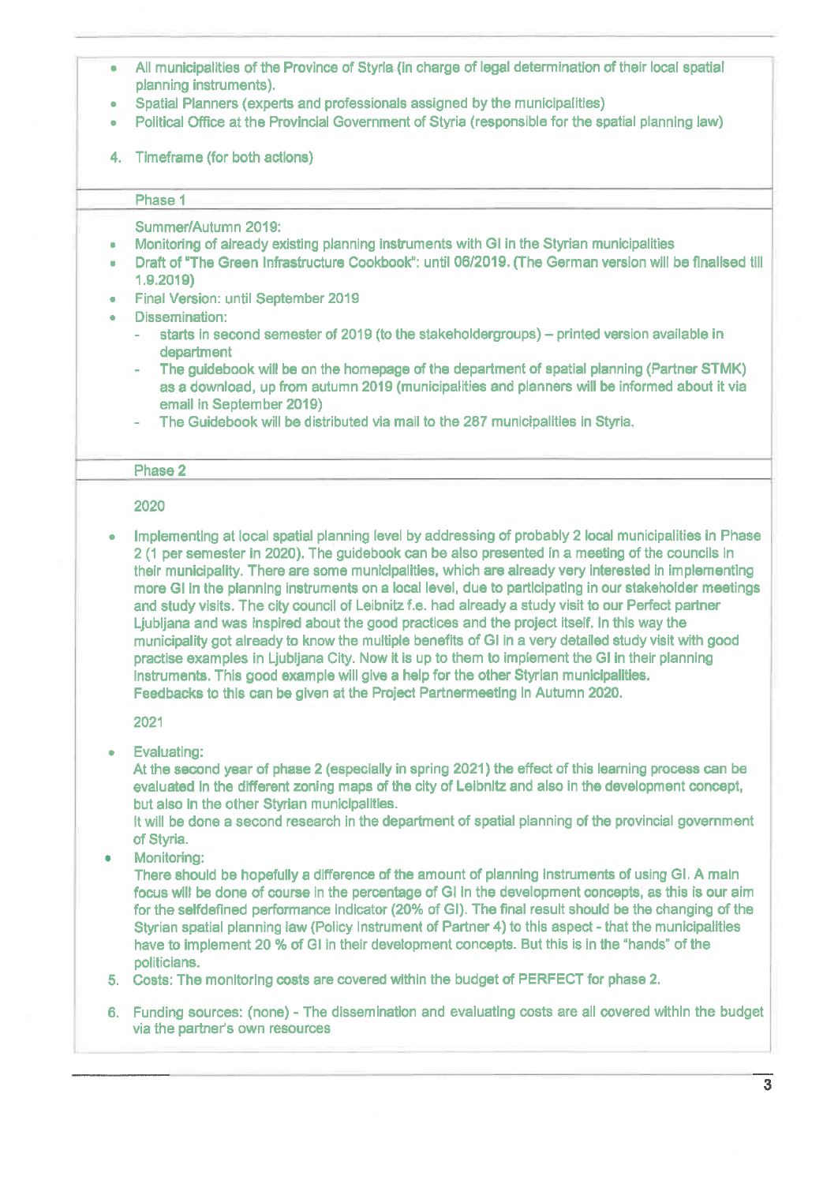- All municipalities of the Province of Styria (in charge of legal determination of their local spatial planning instruments).
- Spatial Planners (experts and professionals assigned by the municipalities)
- Political Office at the Provincial Government of Styria (responsible for the spatial planning law)

4. Timeframe (for both actions)

**Phase 1**

Summer/Autumn 2019:

- Monitoring of already existing planning instruments with GI in the Styrian municipalities
- Draft of "The Green Infrastructure Cookbook": until 06/2019. (The German version will be finalised till 1.9.2019)
- Final Version: until September 2019
- Dissemination:
  - starts in second semester of 2019 (to the stakeholdergroups) – printed version available in department
  - The guidebook will be on the homepage of the department of spatial planning (Partner STMK) as a download, up from autumn 2019 (municipalities and planners will be informed about it via email in September 2019)
  - The Guidebook will be distributed via mail to the 287 municipalities in Styria.

**Phase 2**

2020

- Implementing at local spatial planning level by addressing of probably 2 local municipalities in Phase 2 (1 per semester in 2020). The guidebook can be also presented in a meeting of the councils in their municipality. There are some municipalities, which are already very interested in implementing more GI in the planning instruments on a local level, due to participating in our stakeholder meetings and study visits. The city council of Leibnitz f.e. had already a study visit to our Perfect partner Ljubljana and was inspired about the good practices and the project itself. In this way the municipality got already to know the multiple benefits of GI in a very detailed study visit with good practise examples in Ljubljana City. Now it is up to them to implement the GI in their planning instruments. This good example will give a help for the other Styrian municipalities. Feedbacks to this can be given at the Project Partnermeeting in Autumn 2020.

2021

- Evaluating:
  At the second year of phase 2 (especially in spring 2021) the effect of this learning process can be evaluated in the different zoning maps of the city of Leibnitz and also in the development concept, but also in the other Styrian municipalities.
  It will be done a second research in the department of spatial planning of the provincial government of Styria.
- Monitoring:
  There should be hopefully a difference of the amount of planning instruments of using GI. A main focus will be done of course in the percentage of GI in the development concepts, as this is our aim for the selfdefined performance indicator (20% of GI). The final result should be the changing of the Styrian spatial planning law (Policy Instrument of Partner 4) to this aspect - that the municipalities have to implement 20 % of GI in their development concepts. But this is in the "hands" of the politicians.

5. Costs: The monitoring costs are covered within the budget of PERFECT for phase 2.

6. Funding sources: (none) - The dissemination and evaluating costs are all covered within the budget via the partner's own resources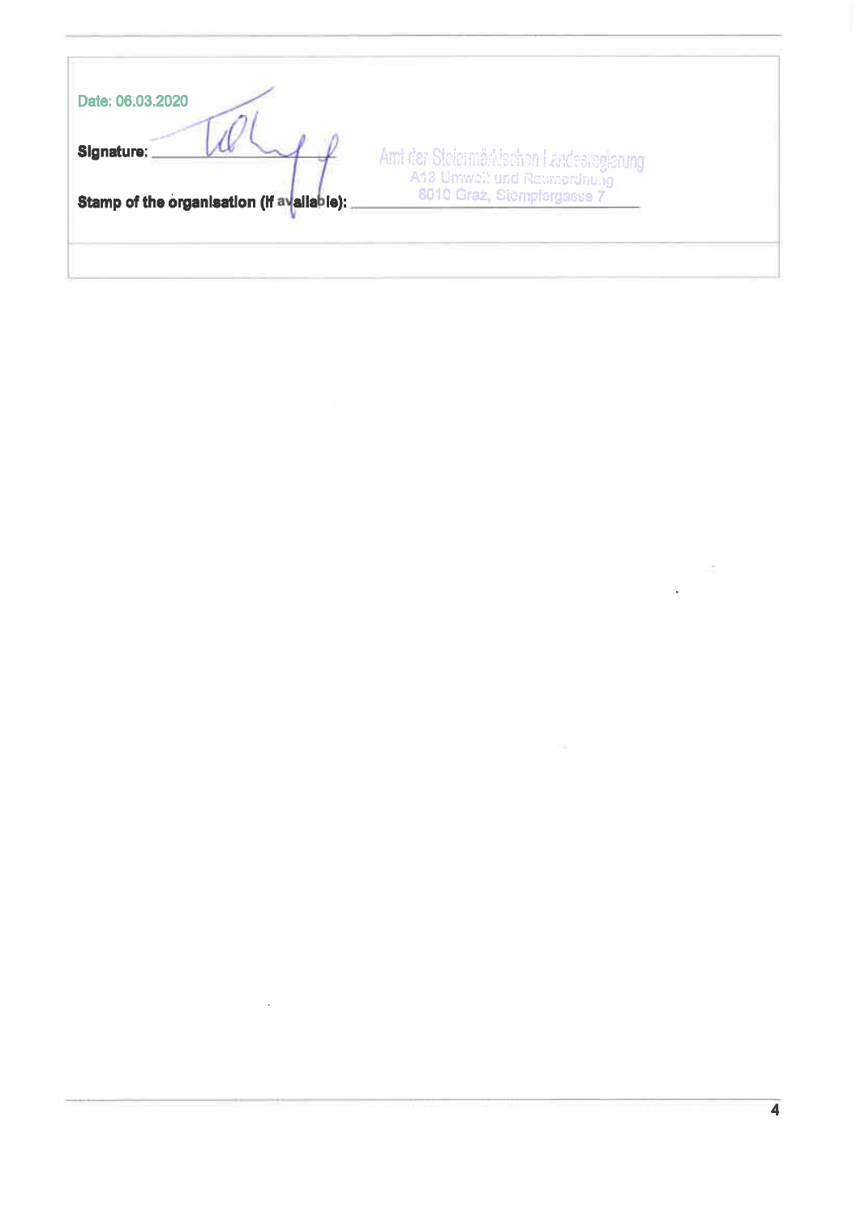Date: 06.03.2020

**Signature:** ____________________

**Stamp of the organisation (if available):** Amt der Steiermärkischen Landesregierung
A13 Umwelt und Raumordnung
8010 Graz, Stempfergasse 7